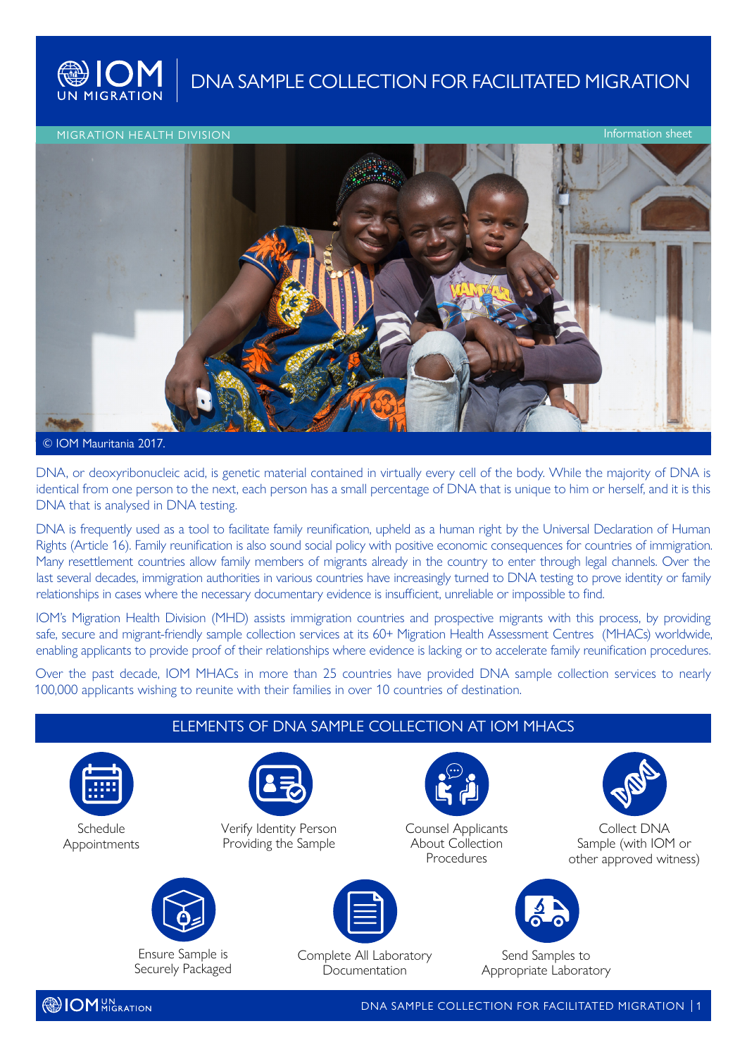# DNA SAMPLE COLLECTION FOR FACILITATED MIGRATION

MIGRATION HEALTH DIVISION

Information sheet

© IOM Mauritania 2017.

DNA, or deoxyribonucleic acid, is genetic material contained in virtually every cell of the body. While the majority of DNA is identical from one person to the next, each person has a small percentage of DNA that is unique to him or herself, and it is this DNA that is analysed in DNA testing.

DNA is frequently used as a tool to facilitate family reunification, upheld as a human right by the Universal Declaration of Human Rights (Article 16). Family reunification is also sound social policy with positive economic consequences for countries of immigration. Many resettlement countries allow family members of migrants already in the country to enter through legal channels. Over the last several decades, immigration authorities in various countries have increasingly turned to DNA testing to prove identity or family relationships in cases where the necessary documentary evidence is insufficient, unreliable or impossible to find.

IOM's Migration Health Division (MHD) assists immigration countries and prospective migrants with this process, by providing safe, secure and migrant-friendly sample collection services at its 60+ Migration Health Assessment Centres (MHACs) worldwide, enabling applicants to provide proof of their relationships where evidence is lacking or to accelerate family reunification procedures.

Over the past decade, IOM MHACs in more than 25 countries have provided DNA sample collection services to nearly 100,000 applicants wishing to reunite with their families in over 10 countries of destination.

## ELEMENTS OF DNA SAMPLE COLLECTION AT IOM MHACS

- Schedule Appointments
- Verify Identity Person Providing the Sample
- Counsel Applicants About Collection Procedures
- Collect DNA Sample (with IOM or other approved witness)
- Ensure Sample is Securely Packaged
- Complete All Laboratory Documentation
- Send Samples to Appropriate Laboratory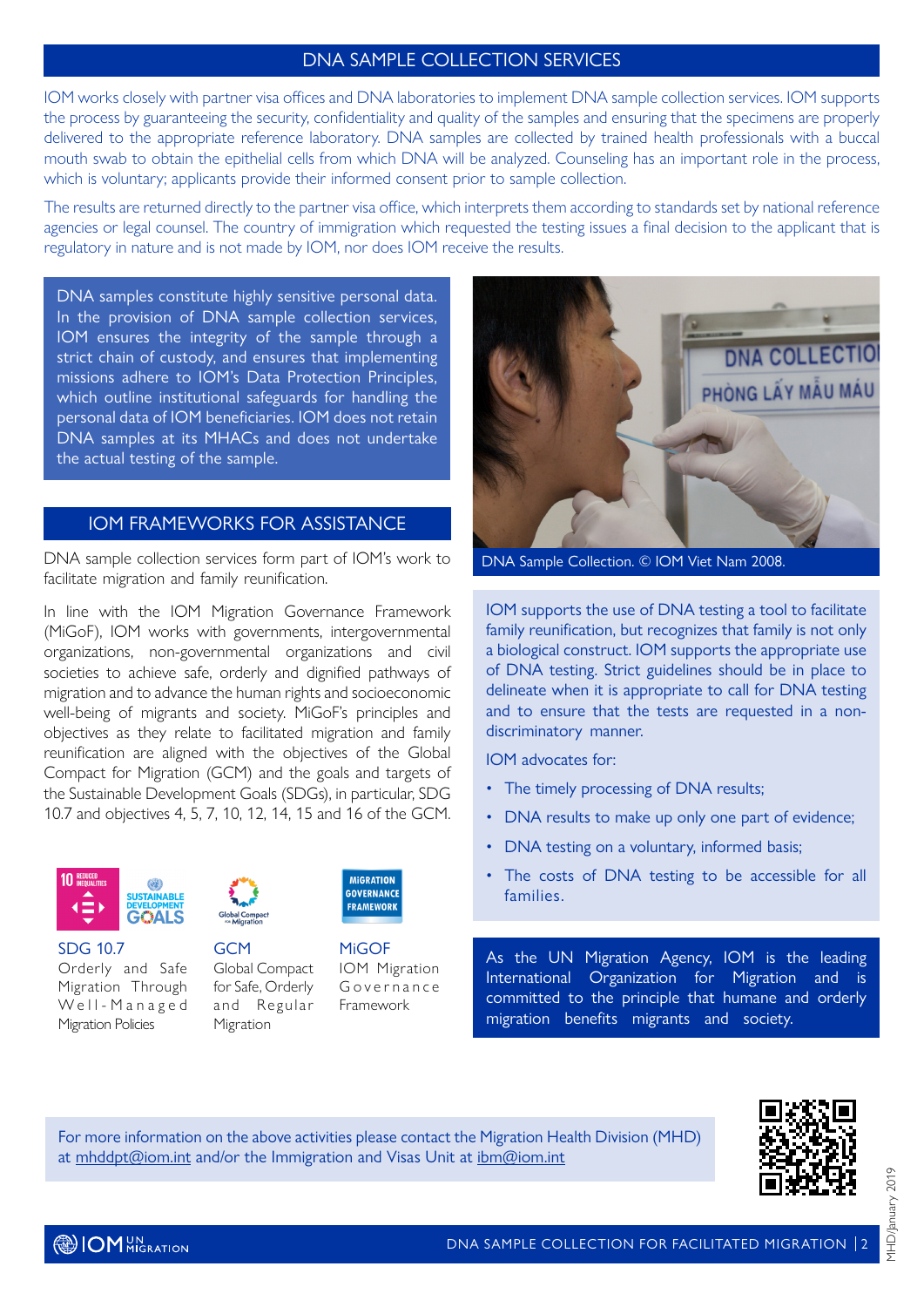## DNA SAMPLE COLLECTION SERVICES

IOM works closely with partner visa offices and DNA laboratories to implement DNA sample collection services. IOM supports the process by guaranteeing the security, confidentiality and quality of the samples and ensuring that the specimens are properly delivered to the appropriate reference laboratory. DNA samples are collected by trained health professionals with a buccal mouth swab to obtain the epithelial cells from which DNA will be analyzed. Counseling has an important role in the process, which is voluntary; applicants provide their informed consent prior to sample collection.

The results are returned directly to the partner visa office, which interprets them according to standards set by national reference agencies or legal counsel. The country of immigration which requested the testing issues a final decision to the applicant that is regulatory in nature and is not made by IOM, nor does IOM receive the results.

DNA samples constitute highly sensitive personal data. In the provision of DNA sample collection services, IOM ensures the integrity of the sample through a strict chain of custody, and ensures that implementing missions adhere to IOM's Data Protection Principles, which outline institutional safeguards for handling the personal data of IOM beneficiaries. IOM does not retain DNA samples at its MHACs and does not undertake the actual testing of the sample.

DNA Sample Collection. © IOM Viet Nam 2008.

## IOM FRAMEWORKS FOR ASSISTANCE

DNA sample collection services form part of IOM's work to facilitate migration and family reunification.

In line with the IOM Migration Governance Framework (MiGoF), IOM works with governments, intergovernmental organizations, non-governmental organizations and civil societies to achieve safe, orderly and dignified pathways of migration and to advance the human rights and socioeconomic well-being of migrants and society. MiGoF's principles and objectives as they relate to facilitated migration and family reunification are aligned with the objectives of the Global Compact for Migration (GCM) and the goals and targets of the Sustainable Development Goals (SDGs), in particular, SDG 10.7 and objectives 4, 5, 7, 10, 12, 14, 15 and 16 of the GCM.

**SDG 10.7**
Orderly and Safe Migration Through Well-Managed Migration Policies

**GCM**
Global Compact for Safe, Orderly and Regular Migration

**MiGOF**
IOM Migration Governance Framework

IOM supports the use of DNA testing a tool to facilitate family reunification, but recognizes that family is not only a biological construct. IOM supports the appropriate use of DNA testing. Strict guidelines should be in place to delineate when it is appropriate to call for DNA testing and to ensure that the tests are requested in a non-discriminatory manner.

IOM advocates for:

- The timely processing of DNA results;
- DNA results to make up only one part of evidence;
- DNA testing on a voluntary, informed basis;
- The costs of DNA testing to be accessible for all families.

As the UN Migration Agency, IOM is the leading International Organization for Migration and is committed to the principle that humane and orderly migration benefits migrants and society.

For more information on the above activities please contact the Migration Health Division (MHD) at mhddpt@iom.int and/or the Immigration and Visas Unit at ibm@iom.int

MHD/January 2019